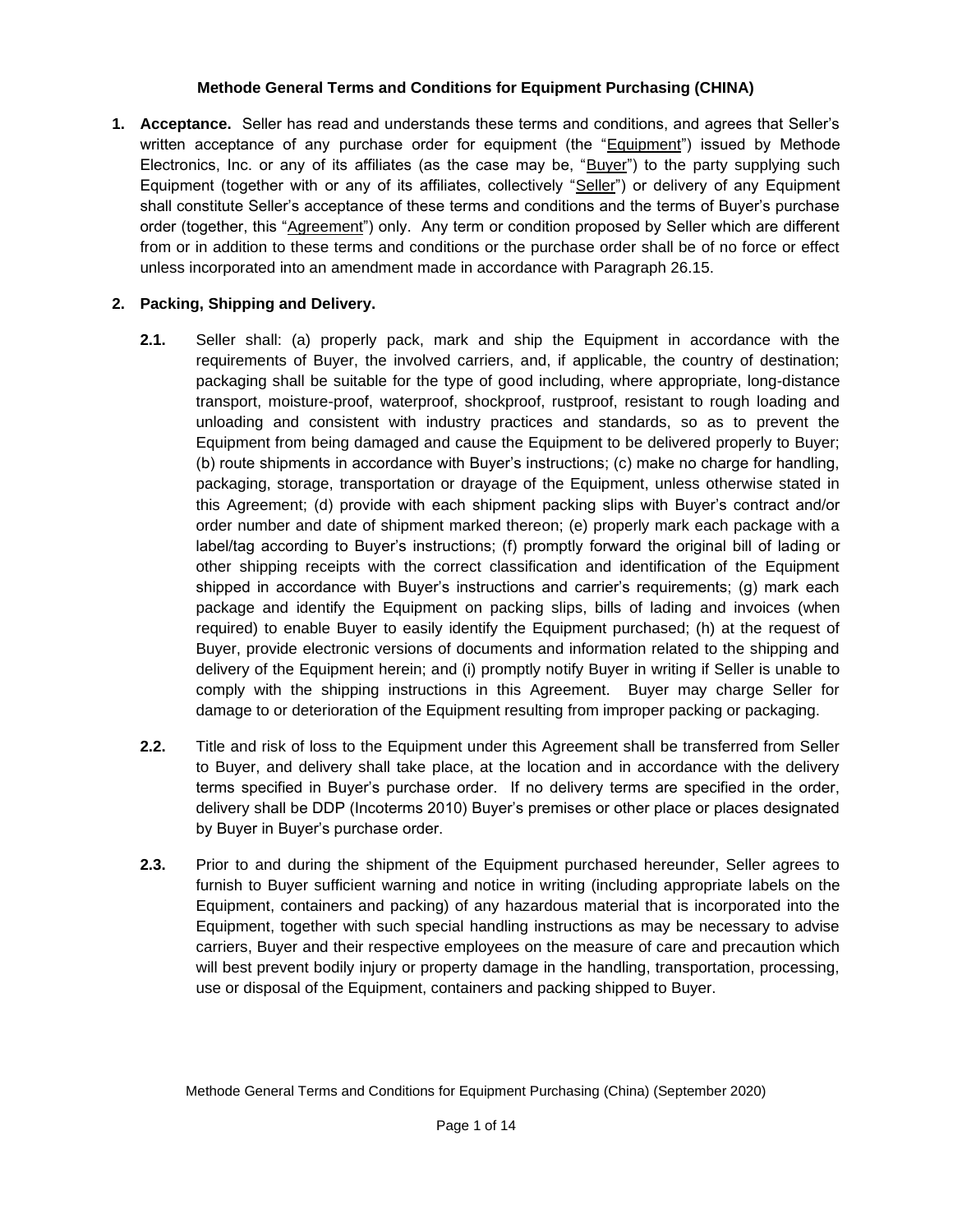**Methode General Terms and Conditions for Equipment Purchasing (CHINA)**

**1. Acceptance.** Seller has read and understands these terms and conditions, and agrees that Seller's written acceptance of any purchase order for equipment (the "Equipment") issued by Methode Electronics, Inc. or any of its affiliates (as the case may be, "Buyer") to the party supplying such Equipment (together with or any of its affiliates, collectively "Seller") or delivery of any Equipment shall constitute Seller's acceptance of these terms and conditions and the terms of Buyer's purchase order (together, this "Agreement") only. Any term or condition proposed by Seller which are different from or in addition to these terms and conditions or the purchase order shall be of no force or effect unless incorporated into an amendment made in accordance with Paragraph 26.15.

**2. Packing, Shipping and Delivery.**

**2.1.** Seller shall: (a) properly pack, mark and ship the Equipment in accordance with the requirements of Buyer, the involved carriers, and, if applicable, the country of destination; packaging shall be suitable for the type of good including, where appropriate, long-distance transport, moisture-proof, waterproof, shockproof, rustproof, resistant to rough loading and unloading and consistent with industry practices and standards, so as to prevent the Equipment from being damaged and cause the Equipment to be delivered properly to Buyer; (b) route shipments in accordance with Buyer's instructions; (c) make no charge for handling, packaging, storage, transportation or drayage of the Equipment, unless otherwise stated in this Agreement; (d) provide with each shipment packing slips with Buyer's contract and/or order number and date of shipment marked thereon; (e) properly mark each package with a label/tag according to Buyer's instructions; (f) promptly forward the original bill of lading or other shipping receipts with the correct classification and identification of the Equipment shipped in accordance with Buyer's instructions and carrier's requirements; (g) mark each package and identify the Equipment on packing slips, bills of lading and invoices (when required) to enable Buyer to easily identify the Equipment purchased; (h) at the request of Buyer, provide electronic versions of documents and information related to the shipping and delivery of the Equipment herein; and (i) promptly notify Buyer in writing if Seller is unable to comply with the shipping instructions in this Agreement. Buyer may charge Seller for damage to or deterioration of the Equipment resulting from improper packing or packaging.

**2.2.** Title and risk of loss to the Equipment under this Agreement shall be transferred from Seller to Buyer, and delivery shall take place, at the location and in accordance with the delivery terms specified in Buyer's purchase order. If no delivery terms are specified in the order, delivery shall be DDP (Incoterms 2010) Buyer's premises or other place or places designated by Buyer in Buyer's purchase order.

**2.3.** Prior to and during the shipment of the Equipment purchased hereunder, Seller agrees to furnish to Buyer sufficient warning and notice in writing (including appropriate labels on the Equipment, containers and packing) of any hazardous material that is incorporated into the Equipment, together with such special handling instructions as may be necessary to advise carriers, Buyer and their respective employees on the measure of care and precaution which will best prevent bodily injury or property damage in the handling, transportation, processing, use or disposal of the Equipment, containers and packing shipped to Buyer.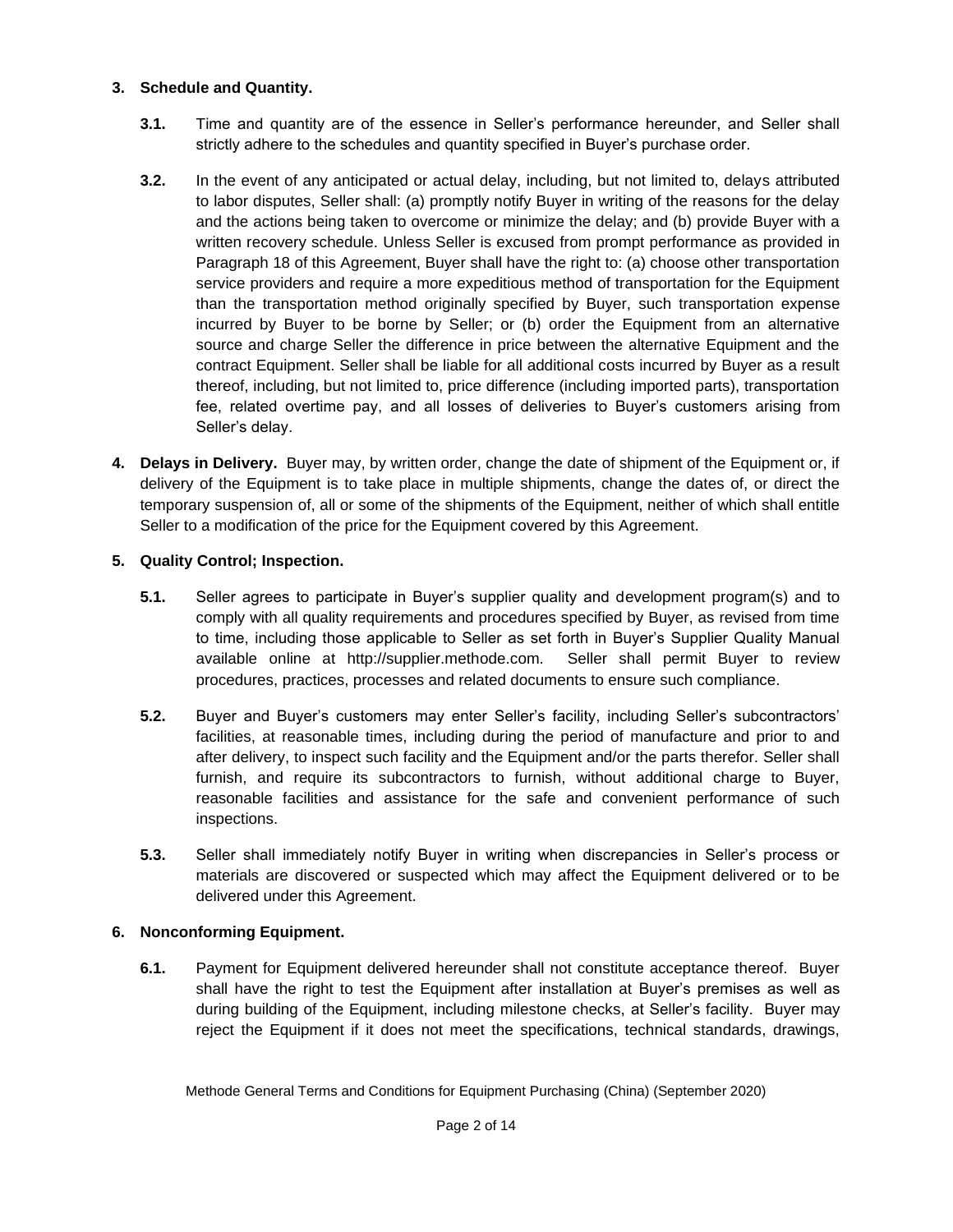**3. Schedule and Quantity.**

**3.1.** Time and quantity are of the essence in Seller's performance hereunder, and Seller shall strictly adhere to the schedules and quantity specified in Buyer's purchase order.

**3.2.** In the event of any anticipated or actual delay, including, but not limited to, delays attributed to labor disputes, Seller shall: (a) promptly notify Buyer in writing of the reasons for the delay and the actions being taken to overcome or minimize the delay; and (b) provide Buyer with a written recovery schedule. Unless Seller is excused from prompt performance as provided in Paragraph 18 of this Agreement, Buyer shall have the right to: (a) choose other transportation service providers and require a more expeditious method of transportation for the Equipment than the transportation method originally specified by Buyer, such transportation expense incurred by Buyer to be borne by Seller; or (b) order the Equipment from an alternative source and charge Seller the difference in price between the alternative Equipment and the contract Equipment. Seller shall be liable for all additional costs incurred by Buyer as a result thereof, including, but not limited to, price difference (including imported parts), transportation fee, related overtime pay, and all losses of deliveries to Buyer's customers arising from Seller's delay.

**4. Delays in Delivery.** Buyer may, by written order, change the date of shipment of the Equipment or, if delivery of the Equipment is to take place in multiple shipments, change the dates of, or direct the temporary suspension of, all or some of the shipments of the Equipment, neither of which shall entitle Seller to a modification of the price for the Equipment covered by this Agreement.

**5. Quality Control; Inspection.**

**5.1.** Seller agrees to participate in Buyer's supplier quality and development program(s) and to comply with all quality requirements and procedures specified by Buyer, as revised from time to time, including those applicable to Seller as set forth in Buyer's Supplier Quality Manual available online at http://supplier.methode.com. Seller shall permit Buyer to review procedures, practices, processes and related documents to ensure such compliance.

**5.2.** Buyer and Buyer's customers may enter Seller's facility, including Seller's subcontractors' facilities, at reasonable times, including during the period of manufacture and prior to and after delivery, to inspect such facility and the Equipment and/or the parts therefor. Seller shall furnish, and require its subcontractors to furnish, without additional charge to Buyer, reasonable facilities and assistance for the safe and convenient performance of such inspections.

**5.3.** Seller shall immediately notify Buyer in writing when discrepancies in Seller's process or materials are discovered or suspected which may affect the Equipment delivered or to be delivered under this Agreement.

**6. Nonconforming Equipment.**

**6.1.** Payment for Equipment delivered hereunder shall not constitute acceptance thereof. Buyer shall have the right to test the Equipment after installation at Buyer's premises as well as during building of the Equipment, including milestone checks, at Seller's facility. Buyer may reject the Equipment if it does not meet the specifications, technical standards, drawings,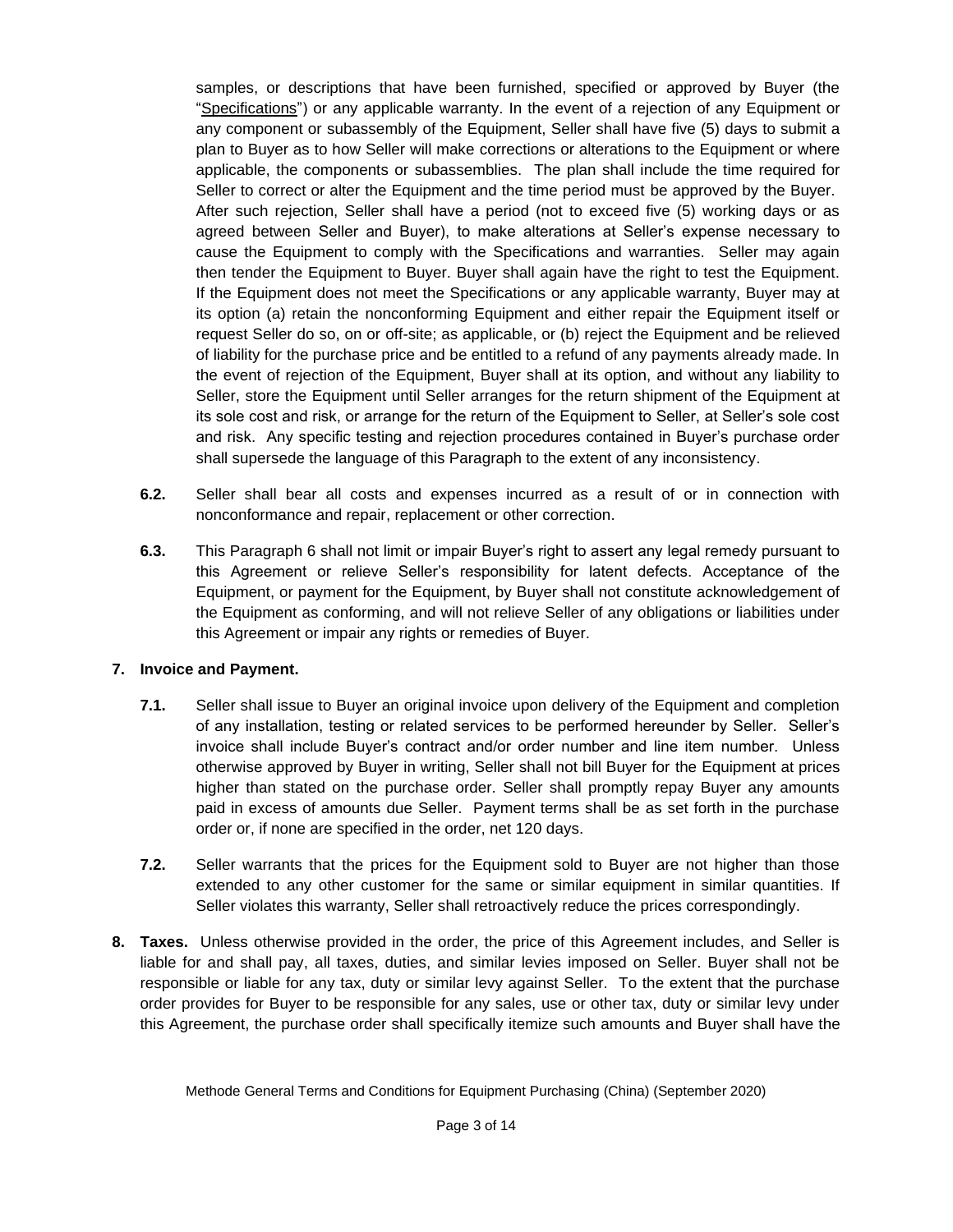samples, or descriptions that have been furnished, specified or approved by Buyer (the "Specifications") or any applicable warranty. In the event of a rejection of any Equipment or any component or subassembly of the Equipment, Seller shall have five (5) days to submit a plan to Buyer as to how Seller will make corrections or alterations to the Equipment or where applicable, the components or subassemblies. The plan shall include the time required for Seller to correct or alter the Equipment and the time period must be approved by the Buyer. After such rejection, Seller shall have a period (not to exceed five (5) working days or as agreed between Seller and Buyer), to make alterations at Seller's expense necessary to cause the Equipment to comply with the Specifications and warranties. Seller may again then tender the Equipment to Buyer. Buyer shall again have the right to test the Equipment. If the Equipment does not meet the Specifications or any applicable warranty, Buyer may at its option (a) retain the nonconforming Equipment and either repair the Equipment itself or request Seller do so, on or off-site; as applicable, or (b) reject the Equipment and be relieved of liability for the purchase price and be entitled to a refund of any payments already made. In the event of rejection of the Equipment, Buyer shall at its option, and without any liability to Seller, store the Equipment until Seller arranges for the return shipment of the Equipment at its sole cost and risk, or arrange for the return of the Equipment to Seller, at Seller's sole cost and risk. Any specific testing and rejection procedures contained in Buyer's purchase order shall supersede the language of this Paragraph to the extent of any inconsistency.

**6.2.** Seller shall bear all costs and expenses incurred as a result of or in connection with nonconformance and repair, replacement or other correction.

**6.3.** This Paragraph 6 shall not limit or impair Buyer's right to assert any legal remedy pursuant to this Agreement or relieve Seller's responsibility for latent defects. Acceptance of the Equipment, or payment for the Equipment, by Buyer shall not constitute acknowledgement of the Equipment as conforming, and will not relieve Seller of any obligations or liabilities under this Agreement or impair any rights or remedies of Buyer.

**7. Invoice and Payment.**

**7.1.** Seller shall issue to Buyer an original invoice upon delivery of the Equipment and completion of any installation, testing or related services to be performed hereunder by Seller. Seller's invoice shall include Buyer's contract and/or order number and line item number. Unless otherwise approved by Buyer in writing, Seller shall not bill Buyer for the Equipment at prices higher than stated on the purchase order. Seller shall promptly repay Buyer any amounts paid in excess of amounts due Seller. Payment terms shall be as set forth in the purchase order or, if none are specified in the order, net 120 days.

**7.2.** Seller warrants that the prices for the Equipment sold to Buyer are not higher than those extended to any other customer for the same or similar equipment in similar quantities. If Seller violates this warranty, Seller shall retroactively reduce the prices correspondingly.

**8. Taxes.** Unless otherwise provided in the order, the price of this Agreement includes, and Seller is liable for and shall pay, all taxes, duties, and similar levies imposed on Seller. Buyer shall not be responsible or liable for any tax, duty or similar levy against Seller. To the extent that the purchase order provides for Buyer to be responsible for any sales, use or other tax, duty or similar levy under this Agreement, the purchase order shall specifically itemize such amounts and Buyer shall have the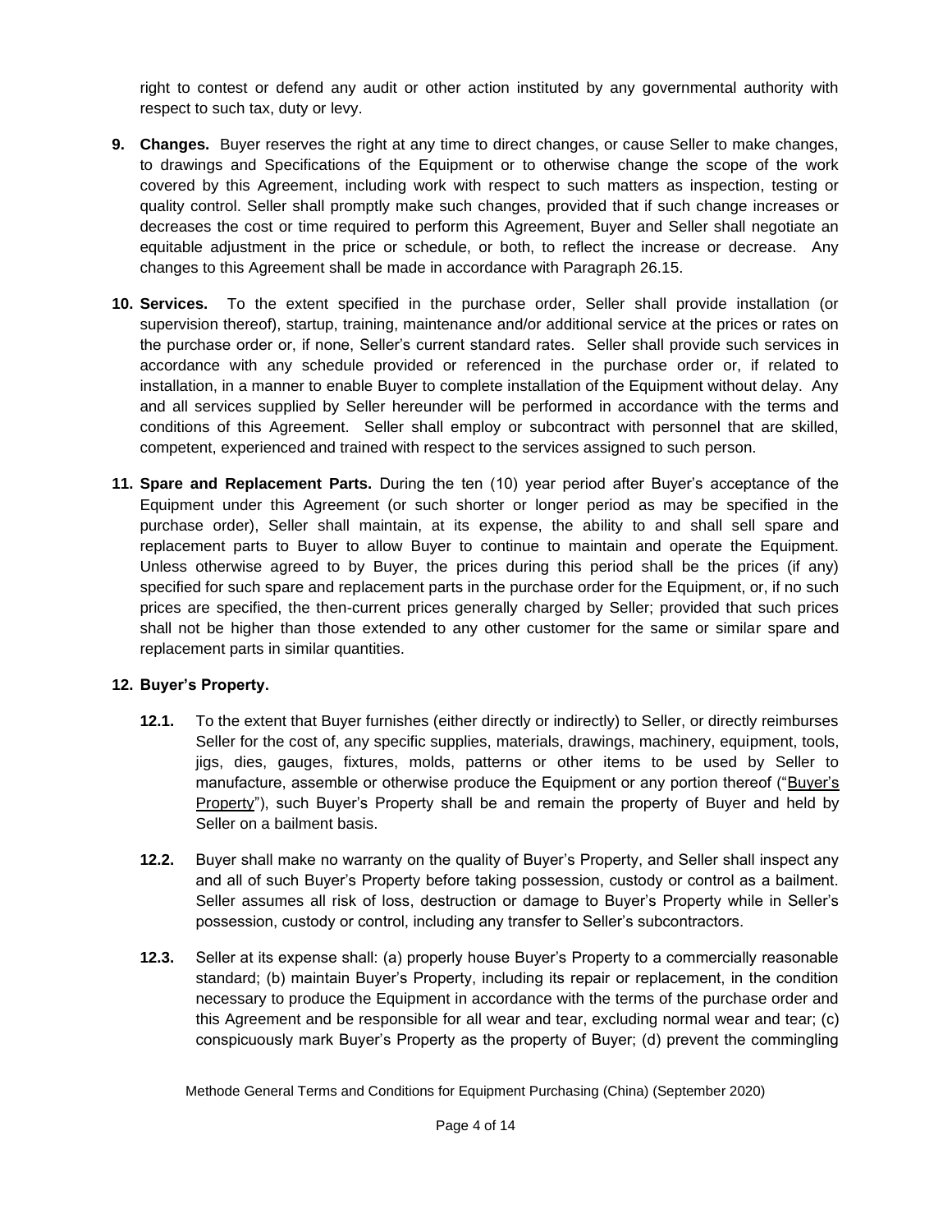right to contest or defend any audit or other action instituted by any governmental authority with respect to such tax, duty or levy.

**9. Changes.** Buyer reserves the right at any time to direct changes, or cause Seller to make changes, to drawings and Specifications of the Equipment or to otherwise change the scope of the work covered by this Agreement, including work with respect to such matters as inspection, testing or quality control. Seller shall promptly make such changes, provided that if such change increases or decreases the cost or time required to perform this Agreement, Buyer and Seller shall negotiate an equitable adjustment in the price or schedule, or both, to reflect the increase or decrease. Any changes to this Agreement shall be made in accordance with Paragraph 26.15.

**10. Services.** To the extent specified in the purchase order, Seller shall provide installation (or supervision thereof), startup, training, maintenance and/or additional service at the prices or rates on the purchase order or, if none, Seller's current standard rates. Seller shall provide such services in accordance with any schedule provided or referenced in the purchase order or, if related to installation, in a manner to enable Buyer to complete installation of the Equipment without delay. Any and all services supplied by Seller hereunder will be performed in accordance with the terms and conditions of this Agreement. Seller shall employ or subcontract with personnel that are skilled, competent, experienced and trained with respect to the services assigned to such person.

**11. Spare and Replacement Parts.** During the ten (10) year period after Buyer's acceptance of the Equipment under this Agreement (or such shorter or longer period as may be specified in the purchase order), Seller shall maintain, at its expense, the ability to and shall sell spare and replacement parts to Buyer to allow Buyer to continue to maintain and operate the Equipment. Unless otherwise agreed to by Buyer, the prices during this period shall be the prices (if any) specified for such spare and replacement parts in the purchase order for the Equipment, or, if no such prices are specified, the then-current prices generally charged by Seller; provided that such prices shall not be higher than those extended to any other customer for the same or similar spare and replacement parts in similar quantities.

**12. Buyer's Property.**

**12.1.** To the extent that Buyer furnishes (either directly or indirectly) to Seller, or directly reimburses Seller for the cost of, any specific supplies, materials, drawings, machinery, equipment, tools, jigs, dies, gauges, fixtures, molds, patterns or other items to be used by Seller to manufacture, assemble or otherwise produce the Equipment or any portion thereof ("Buyer's Property"), such Buyer's Property shall be and remain the property of Buyer and held by Seller on a bailment basis.

**12.2.** Buyer shall make no warranty on the quality of Buyer's Property, and Seller shall inspect any and all of such Buyer's Property before taking possession, custody or control as a bailment. Seller assumes all risk of loss, destruction or damage to Buyer's Property while in Seller's possession, custody or control, including any transfer to Seller's subcontractors.

**12.3.** Seller at its expense shall: (a) properly house Buyer's Property to a commercially reasonable standard; (b) maintain Buyer's Property, including its repair or replacement, in the condition necessary to produce the Equipment in accordance with the terms of the purchase order and this Agreement and be responsible for all wear and tear, excluding normal wear and tear; (c) conspicuously mark Buyer's Property as the property of Buyer; (d) prevent the commingling

Methode General Terms and Conditions for Equipment Purchasing (China) (September 2020)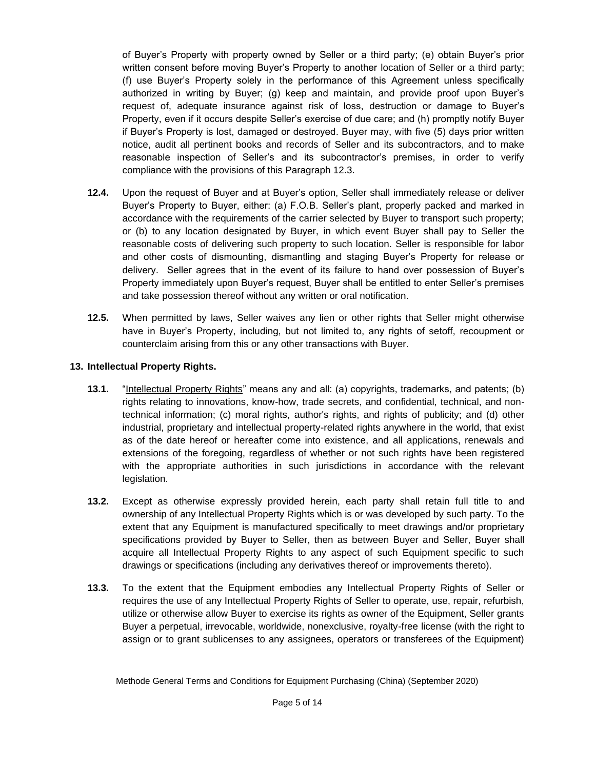of Buyer's Property with property owned by Seller or a third party; (e) obtain Buyer's prior written consent before moving Buyer's Property to another location of Seller or a third party; (f) use Buyer's Property solely in the performance of this Agreement unless specifically authorized in writing by Buyer; (g) keep and maintain, and provide proof upon Buyer's request of, adequate insurance against risk of loss, destruction or damage to Buyer's Property, even if it occurs despite Seller's exercise of due care; and (h) promptly notify Buyer if Buyer's Property is lost, damaged or destroyed. Buyer may, with five (5) days prior written notice, audit all pertinent books and records of Seller and its subcontractors, and to make reasonable inspection of Seller's and its subcontractor's premises, in order to verify compliance with the provisions of this Paragraph 12.3.

**12.4.** Upon the request of Buyer and at Buyer's option, Seller shall immediately release or deliver Buyer's Property to Buyer, either: (a) F.O.B. Seller's plant, properly packed and marked in accordance with the requirements of the carrier selected by Buyer to transport such property; or (b) to any location designated by Buyer, in which event Buyer shall pay to Seller the reasonable costs of delivering such property to such location. Seller is responsible for labor and other costs of dismounting, dismantling and staging Buyer's Property for release or delivery. Seller agrees that in the event of its failure to hand over possession of Buyer's Property immediately upon Buyer's request, Buyer shall be entitled to enter Seller's premises and take possession thereof without any written or oral notification.

**12.5.** When permitted by laws, Seller waives any lien or other rights that Seller might otherwise have in Buyer's Property, including, but not limited to, any rights of setoff, recoupment or counterclaim arising from this or any other transactions with Buyer.

## 13. Intellectual Property Rights.

**13.1.** "Intellectual Property Rights" means any and all: (a) copyrights, trademarks, and patents; (b) rights relating to innovations, know-how, trade secrets, and confidential, technical, and non-technical information; (c) moral rights, author's rights, and rights of publicity; and (d) other industrial, proprietary and intellectual property-related rights anywhere in the world, that exist as of the date hereof or hereafter come into existence, and all applications, renewals and extensions of the foregoing, regardless of whether or not such rights have been registered with the appropriate authorities in such jurisdictions in accordance with the relevant legislation.

**13.2.** Except as otherwise expressly provided herein, each party shall retain full title to and ownership of any Intellectual Property Rights which is or was developed by such party. To the extent that any Equipment is manufactured specifically to meet drawings and/or proprietary specifications provided by Buyer to Seller, then as between Buyer and Seller, Buyer shall acquire all Intellectual Property Rights to any aspect of such Equipment specific to such drawings or specifications (including any derivatives thereof or improvements thereto).

**13.3.** To the extent that the Equipment embodies any Intellectual Property Rights of Seller or requires the use of any Intellectual Property Rights of Seller to operate, use, repair, refurbish, utilize or otherwise allow Buyer to exercise its rights as owner of the Equipment, Seller grants Buyer a perpetual, irrevocable, worldwide, nonexclusive, royalty-free license (with the right to assign or to grant sublicenses to any assignees, operators or transferees of the Equipment)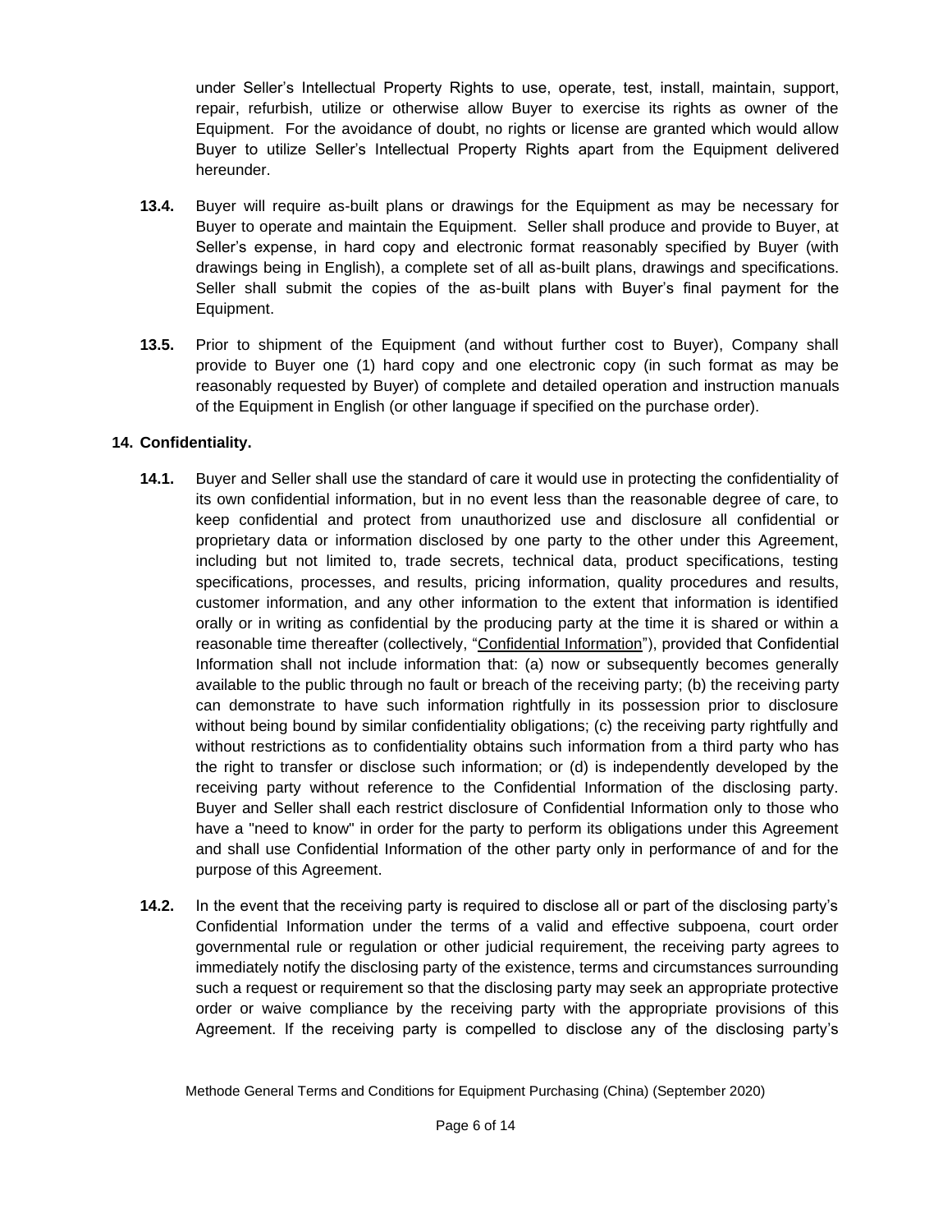under Seller's Intellectual Property Rights to use, operate, test, install, maintain, support, repair, refurbish, utilize or otherwise allow Buyer to exercise its rights as owner of the Equipment. For the avoidance of doubt, no rights or license are granted which would allow Buyer to utilize Seller's Intellectual Property Rights apart from the Equipment delivered hereunder.

**13.4.** Buyer will require as-built plans or drawings for the Equipment as may be necessary for Buyer to operate and maintain the Equipment. Seller shall produce and provide to Buyer, at Seller's expense, in hard copy and electronic format reasonably specified by Buyer (with drawings being in English), a complete set of all as-built plans, drawings and specifications. Seller shall submit the copies of the as-built plans with Buyer's final payment for the Equipment.

**13.5.** Prior to shipment of the Equipment (and without further cost to Buyer), Company shall provide to Buyer one (1) hard copy and one electronic copy (in such format as may be reasonably requested by Buyer) of complete and detailed operation and instruction manuals of the Equipment in English (or other language if specified on the purchase order).

**14. Confidentiality.**

**14.1.** Buyer and Seller shall use the standard of care it would use in protecting the confidentiality of its own confidential information, but in no event less than the reasonable degree of care, to keep confidential and protect from unauthorized use and disclosure all confidential or proprietary data or information disclosed by one party to the other under this Agreement, including but not limited to, trade secrets, technical data, product specifications, testing specifications, processes, and results, pricing information, quality procedures and results, customer information, and any other information to the extent that information is identified orally or in writing as confidential by the producing party at the time it is shared or within a reasonable time thereafter (collectively, "Confidential Information"), provided that Confidential Information shall not include information that: (a) now or subsequently becomes generally available to the public through no fault or breach of the receiving party; (b) the receiving party can demonstrate to have such information rightfully in its possession prior to disclosure without being bound by similar confidentiality obligations; (c) the receiving party rightfully and without restrictions as to confidentiality obtains such information from a third party who has the right to transfer or disclose such information; or (d) is independently developed by the receiving party without reference to the Confidential Information of the disclosing party. Buyer and Seller shall each restrict disclosure of Confidential Information only to those who have a "need to know" in order for the party to perform its obligations under this Agreement and shall use Confidential Information of the other party only in performance of and for the purpose of this Agreement.

**14.2.** In the event that the receiving party is required to disclose all or part of the disclosing party's Confidential Information under the terms of a valid and effective subpoena, court order governmental rule or regulation or other judicial requirement, the receiving party agrees to immediately notify the disclosing party of the existence, terms and circumstances surrounding such a request or requirement so that the disclosing party may seek an appropriate protective order or waive compliance by the receiving party with the appropriate provisions of this Agreement. If the receiving party is compelled to disclose any of the disclosing party's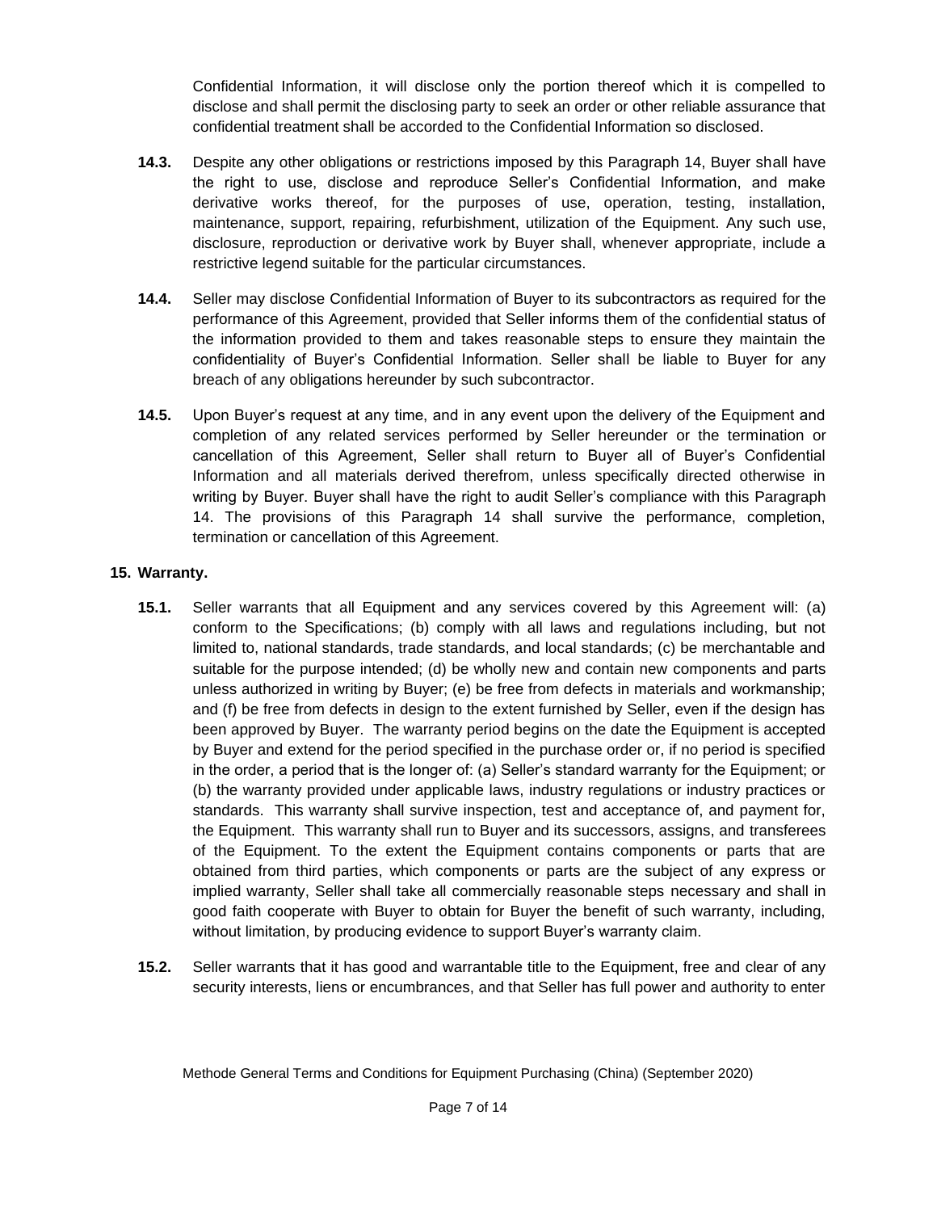Confidential Information, it will disclose only the portion thereof which it is compelled to disclose and shall permit the disclosing party to seek an order or other reliable assurance that confidential treatment shall be accorded to the Confidential Information so disclosed.

**14.3.** Despite any other obligations or restrictions imposed by this Paragraph 14, Buyer shall have the right to use, disclose and reproduce Seller's Confidential Information, and make derivative works thereof, for the purposes of use, operation, testing, installation, maintenance, support, repairing, refurbishment, utilization of the Equipment. Any such use, disclosure, reproduction or derivative work by Buyer shall, whenever appropriate, include a restrictive legend suitable for the particular circumstances.

**14.4.** Seller may disclose Confidential Information of Buyer to its subcontractors as required for the performance of this Agreement, provided that Seller informs them of the confidential status of the information provided to them and takes reasonable steps to ensure they maintain the confidentiality of Buyer's Confidential Information. Seller shall be liable to Buyer for any breach of any obligations hereunder by such subcontractor.

**14.5.** Upon Buyer's request at any time, and in any event upon the delivery of the Equipment and completion of any related services performed by Seller hereunder or the termination or cancellation of this Agreement, Seller shall return to Buyer all of Buyer's Confidential Information and all materials derived therefrom, unless specifically directed otherwise in writing by Buyer. Buyer shall have the right to audit Seller's compliance with this Paragraph 14. The provisions of this Paragraph 14 shall survive the performance, completion, termination or cancellation of this Agreement.

**15. Warranty.**

**15.1.** Seller warrants that all Equipment and any services covered by this Agreement will: (a) conform to the Specifications; (b) comply with all laws and regulations including, but not limited to, national standards, trade standards, and local standards; (c) be merchantable and suitable for the purpose intended; (d) be wholly new and contain new components and parts unless authorized in writing by Buyer; (e) be free from defects in materials and workmanship; and (f) be free from defects in design to the extent furnished by Seller, even if the design has been approved by Buyer. The warranty period begins on the date the Equipment is accepted by Buyer and extend for the period specified in the purchase order or, if no period is specified in the order, a period that is the longer of: (a) Seller's standard warranty for the Equipment; or (b) the warranty provided under applicable laws, industry regulations or industry practices or standards. This warranty shall survive inspection, test and acceptance of, and payment for, the Equipment. This warranty shall run to Buyer and its successors, assigns, and transferees of the Equipment. To the extent the Equipment contains components or parts that are obtained from third parties, which components or parts are the subject of any express or implied warranty, Seller shall take all commercially reasonable steps necessary and shall in good faith cooperate with Buyer to obtain for Buyer the benefit of such warranty, including, without limitation, by producing evidence to support Buyer's warranty claim.

**15.2.** Seller warrants that it has good and warrantable title to the Equipment, free and clear of any security interests, liens or encumbrances, and that Seller has full power and authority to enter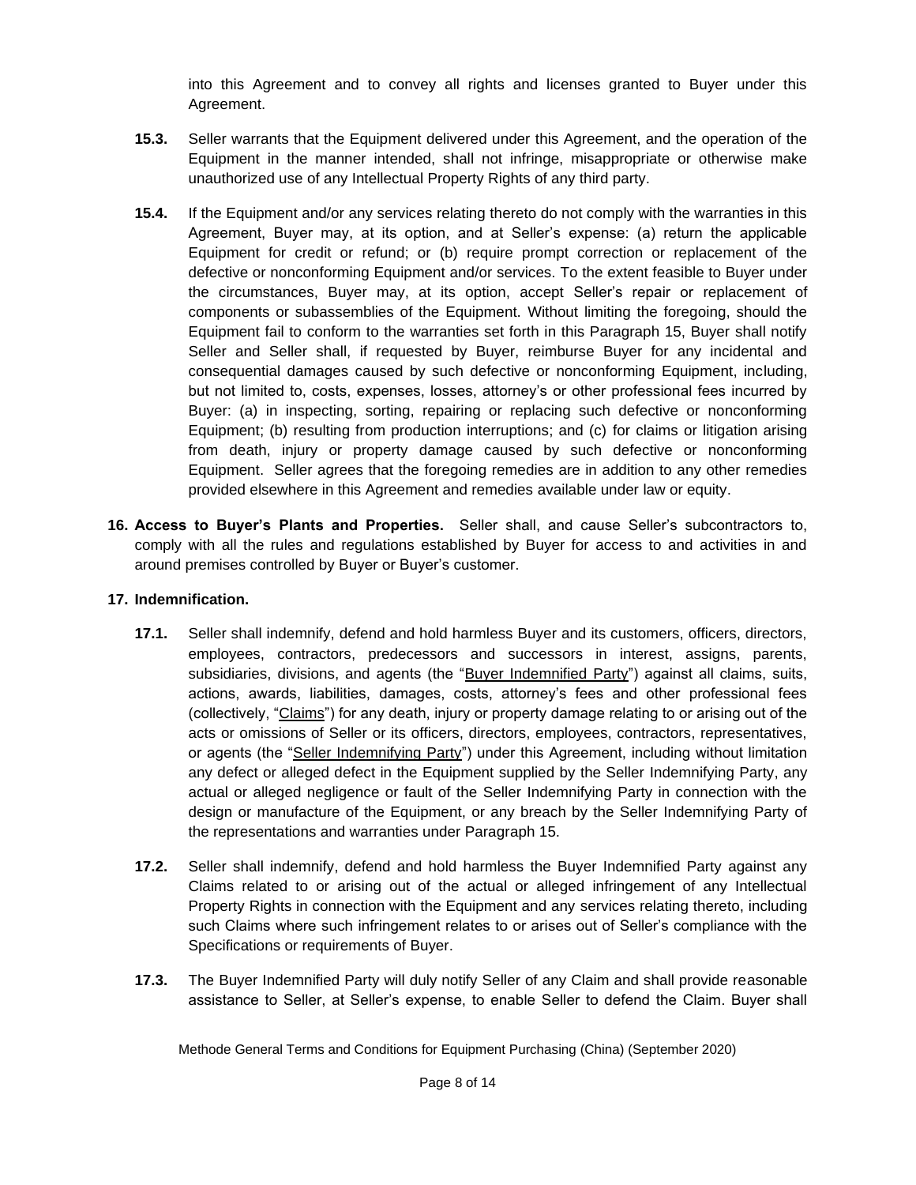into this Agreement and to convey all rights and licenses granted to Buyer under this Agreement.

**15.3.** Seller warrants that the Equipment delivered under this Agreement, and the operation of the Equipment in the manner intended, shall not infringe, misappropriate or otherwise make unauthorized use of any Intellectual Property Rights of any third party.

**15.4.** If the Equipment and/or any services relating thereto do not comply with the warranties in this Agreement, Buyer may, at its option, and at Seller's expense: (a) return the applicable Equipment for credit or refund; or (b) require prompt correction or replacement of the defective or nonconforming Equipment and/or services. To the extent feasible to Buyer under the circumstances, Buyer may, at its option, accept Seller's repair or replacement of components or subassemblies of the Equipment. Without limiting the foregoing, should the Equipment fail to conform to the warranties set forth in this Paragraph 15, Buyer shall notify Seller and Seller shall, if requested by Buyer, reimburse Buyer for any incidental and consequential damages caused by such defective or nonconforming Equipment, including, but not limited to, costs, expenses, losses, attorney's or other professional fees incurred by Buyer: (a) in inspecting, sorting, repairing or replacing such defective or nonconforming Equipment; (b) resulting from production interruptions; and (c) for claims or litigation arising from death, injury or property damage caused by such defective or nonconforming Equipment. Seller agrees that the foregoing remedies are in addition to any other remedies provided elsewhere in this Agreement and remedies available under law or equity.

**16. Access to Buyer's Plants and Properties.** Seller shall, and cause Seller's subcontractors to, comply with all the rules and regulations established by Buyer for access to and activities in and around premises controlled by Buyer or Buyer's customer.

**17. Indemnification.**

**17.1.** Seller shall indemnify, defend and hold harmless Buyer and its customers, officers, directors, employees, contractors, predecessors and successors in interest, assigns, parents, subsidiaries, divisions, and agents (the "Buyer Indemnified Party") against all claims, suits, actions, awards, liabilities, damages, costs, attorney's fees and other professional fees (collectively, "Claims") for any death, injury or property damage relating to or arising out of the acts or omissions of Seller or its officers, directors, employees, contractors, representatives, or agents (the "Seller Indemnifying Party") under this Agreement, including without limitation any defect or alleged defect in the Equipment supplied by the Seller Indemnifying Party, any actual or alleged negligence or fault of the Seller Indemnifying Party in connection with the design or manufacture of the Equipment, or any breach by the Seller Indemnifying Party of the representations and warranties under Paragraph 15.

**17.2.** Seller shall indemnify, defend and hold harmless the Buyer Indemnified Party against any Claims related to or arising out of the actual or alleged infringement of any Intellectual Property Rights in connection with the Equipment and any services relating thereto, including such Claims where such infringement relates to or arises out of Seller's compliance with the Specifications or requirements of Buyer.

**17.3.** The Buyer Indemnified Party will duly notify Seller of any Claim and shall provide reasonable assistance to Seller, at Seller's expense, to enable Seller to defend the Claim. Buyer shall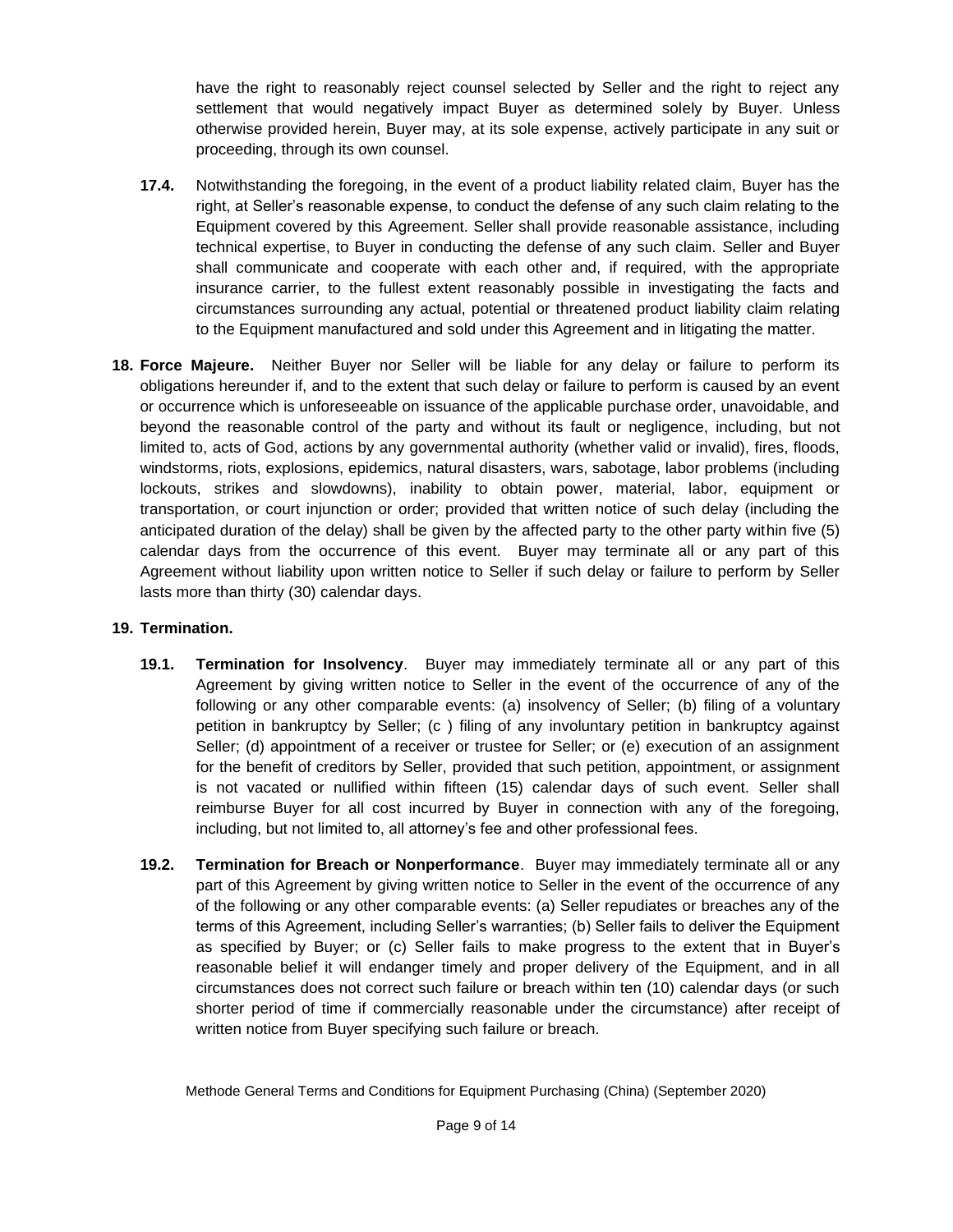have the right to reasonably reject counsel selected by Seller and the right to reject any settlement that would negatively impact Buyer as determined solely by Buyer. Unless otherwise provided herein, Buyer may, at its sole expense, actively participate in any suit or proceeding, through its own counsel.

**17.4.** Notwithstanding the foregoing, in the event of a product liability related claim, Buyer has the right, at Seller's reasonable expense, to conduct the defense of any such claim relating to the Equipment covered by this Agreement. Seller shall provide reasonable assistance, including technical expertise, to Buyer in conducting the defense of any such claim. Seller and Buyer shall communicate and cooperate with each other and, if required, with the appropriate insurance carrier, to the fullest extent reasonably possible in investigating the facts and circumstances surrounding any actual, potential or threatened product liability claim relating to the Equipment manufactured and sold under this Agreement and in litigating the matter.

**18. Force Majeure.** Neither Buyer nor Seller will be liable for any delay or failure to perform its obligations hereunder if, and to the extent that such delay or failure to perform is caused by an event or occurrence which is unforeseeable on issuance of the applicable purchase order, unavoidable, and beyond the reasonable control of the party and without its fault or negligence, including, but not limited to, acts of God, actions by any governmental authority (whether valid or invalid), fires, floods, windstorms, riots, explosions, epidemics, natural disasters, wars, sabotage, labor problems (including lockouts, strikes and slowdowns), inability to obtain power, material, labor, equipment or transportation, or court injunction or order; provided that written notice of such delay (including the anticipated duration of the delay) shall be given by the affected party to the other party within five (5) calendar days from the occurrence of this event. Buyer may terminate all or any part of this Agreement without liability upon written notice to Seller if such delay or failure to perform by Seller lasts more than thirty (30) calendar days.

**19. Termination.**

**19.1. Termination for Insolvency**. Buyer may immediately terminate all or any part of this Agreement by giving written notice to Seller in the event of the occurrence of any of the following or any other comparable events: (a) insolvency of Seller; (b) filing of a voluntary petition in bankruptcy by Seller; (c ) filing of any involuntary petition in bankruptcy against Seller; (d) appointment of a receiver or trustee for Seller; or (e) execution of an assignment for the benefit of creditors by Seller, provided that such petition, appointment, or assignment is not vacated or nullified within fifteen (15) calendar days of such event. Seller shall reimburse Buyer for all cost incurred by Buyer in connection with any of the foregoing, including, but not limited to, all attorney's fee and other professional fees.

**19.2. Termination for Breach or Nonperformance**. Buyer may immediately terminate all or any part of this Agreement by giving written notice to Seller in the event of the occurrence of any of the following or any other comparable events: (a) Seller repudiates or breaches any of the terms of this Agreement, including Seller's warranties; (b) Seller fails to deliver the Equipment as specified by Buyer; or (c) Seller fails to make progress to the extent that in Buyer's reasonable belief it will endanger timely and proper delivery of the Equipment, and in all circumstances does not correct such failure or breach within ten (10) calendar days (or such shorter period of time if commercially reasonable under the circumstance) after receipt of written notice from Buyer specifying such failure or breach.

Methode General Terms and Conditions for Equipment Purchasing (China) (September 2020)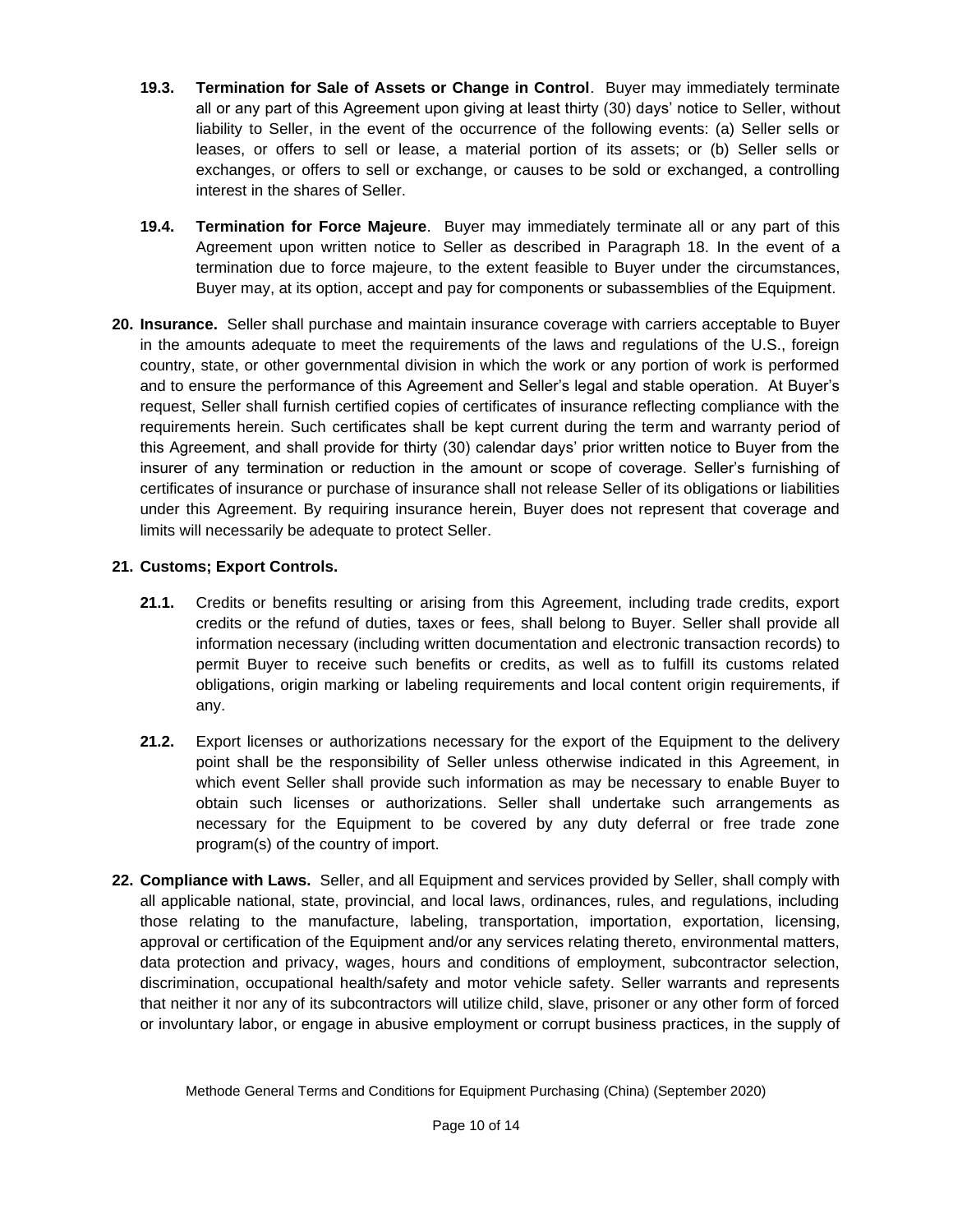**19.3. Termination for Sale of Assets or Change in Control**. Buyer may immediately terminate all or any part of this Agreement upon giving at least thirty (30) days' notice to Seller, without liability to Seller, in the event of the occurrence of the following events: (a) Seller sells or leases, or offers to sell or lease, a material portion of its assets; or (b) Seller sells or exchanges, or offers to sell or exchange, or causes to be sold or exchanged, a controlling interest in the shares of Seller.

**19.4. Termination for Force Majeure**. Buyer may immediately terminate all or any part of this Agreement upon written notice to Seller as described in Paragraph 18. In the event of a termination due to force majeure, to the extent feasible to Buyer under the circumstances, Buyer may, at its option, accept and pay for components or subassemblies of the Equipment.

**20. Insurance.** Seller shall purchase and maintain insurance coverage with carriers acceptable to Buyer in the amounts adequate to meet the requirements of the laws and regulations of the U.S., foreign country, state, or other governmental division in which the work or any portion of work is performed and to ensure the performance of this Agreement and Seller's legal and stable operation. At Buyer's request, Seller shall furnish certified copies of certificates of insurance reflecting compliance with the requirements herein. Such certificates shall be kept current during the term and warranty period of this Agreement, and shall provide for thirty (30) calendar days' prior written notice to Buyer from the insurer of any termination or reduction in the amount or scope of coverage. Seller's furnishing of certificates of insurance or purchase of insurance shall not release Seller of its obligations or liabilities under this Agreement. By requiring insurance herein, Buyer does not represent that coverage and limits will necessarily be adequate to protect Seller.

**21. Customs; Export Controls.**

**21.1.** Credits or benefits resulting or arising from this Agreement, including trade credits, export credits or the refund of duties, taxes or fees, shall belong to Buyer. Seller shall provide all information necessary (including written documentation and electronic transaction records) to permit Buyer to receive such benefits or credits, as well as to fulfill its customs related obligations, origin marking or labeling requirements and local content origin requirements, if any.

**21.2.** Export licenses or authorizations necessary for the export of the Equipment to the delivery point shall be the responsibility of Seller unless otherwise indicated in this Agreement, in which event Seller shall provide such information as may be necessary to enable Buyer to obtain such licenses or authorizations. Seller shall undertake such arrangements as necessary for the Equipment to be covered by any duty deferral or free trade zone program(s) of the country of import.

**22. Compliance with Laws.** Seller, and all Equipment and services provided by Seller, shall comply with all applicable national, state, provincial, and local laws, ordinances, rules, and regulations, including those relating to the manufacture, labeling, transportation, importation, exportation, licensing, approval or certification of the Equipment and/or any services relating thereto, environmental matters, data protection and privacy, wages, hours and conditions of employment, subcontractor selection, discrimination, occupational health/safety and motor vehicle safety. Seller warrants and represents that neither it nor any of its subcontractors will utilize child, slave, prisoner or any other form of forced or involuntary labor, or engage in abusive employment or corrupt business practices, in the supply of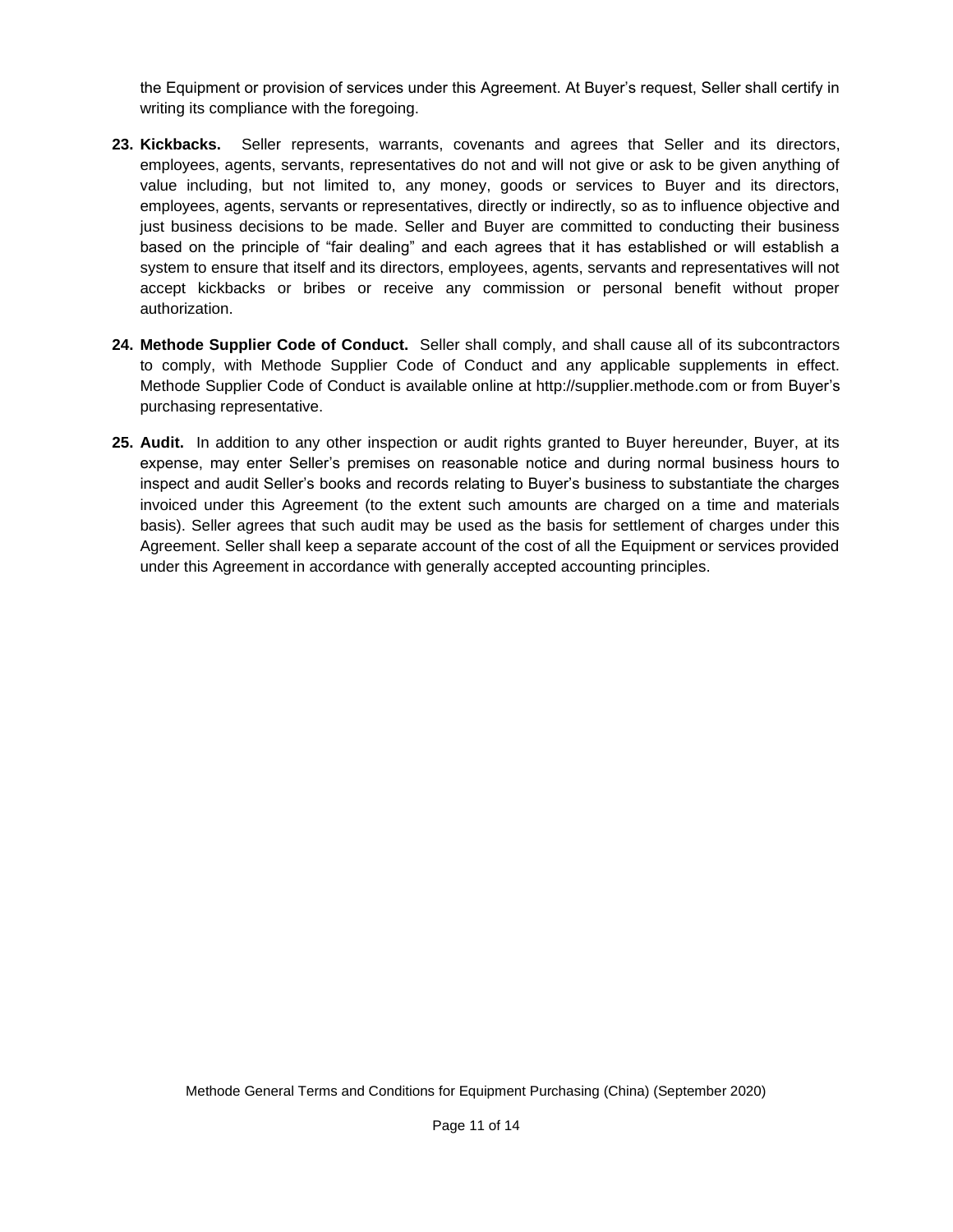the Equipment or provision of services under this Agreement. At Buyer's request, Seller shall certify in writing its compliance with the foregoing.

23. **Kickbacks.** Seller represents, warrants, covenants and agrees that Seller and its directors, employees, agents, servants, representatives do not and will not give or ask to be given anything of value including, but not limited to, any money, goods or services to Buyer and its directors, employees, agents, servants or representatives, directly or indirectly, so as to influence objective and just business decisions to be made. Seller and Buyer are committed to conducting their business based on the principle of "fair dealing" and each agrees that it has established or will establish a system to ensure that itself and its directors, employees, agents, servants and representatives will not accept kickbacks or bribes or receive any commission or personal benefit without proper authorization.

24. **Methode Supplier Code of Conduct.** Seller shall comply, and shall cause all of its subcontractors to comply, with Methode Supplier Code of Conduct and any applicable supplements in effect. Methode Supplier Code of Conduct is available online at http://supplier.methode.com or from Buyer's purchasing representative.

25. **Audit.** In addition to any other inspection or audit rights granted to Buyer hereunder, Buyer, at its expense, may enter Seller's premises on reasonable notice and during normal business hours to inspect and audit Seller's books and records relating to Buyer's business to substantiate the charges invoiced under this Agreement (to the extent such amounts are charged on a time and materials basis). Seller agrees that such audit may be used as the basis for settlement of charges under this Agreement. Seller shall keep a separate account of the cost of all the Equipment or services provided under this Agreement in accordance with generally accepted accounting principles.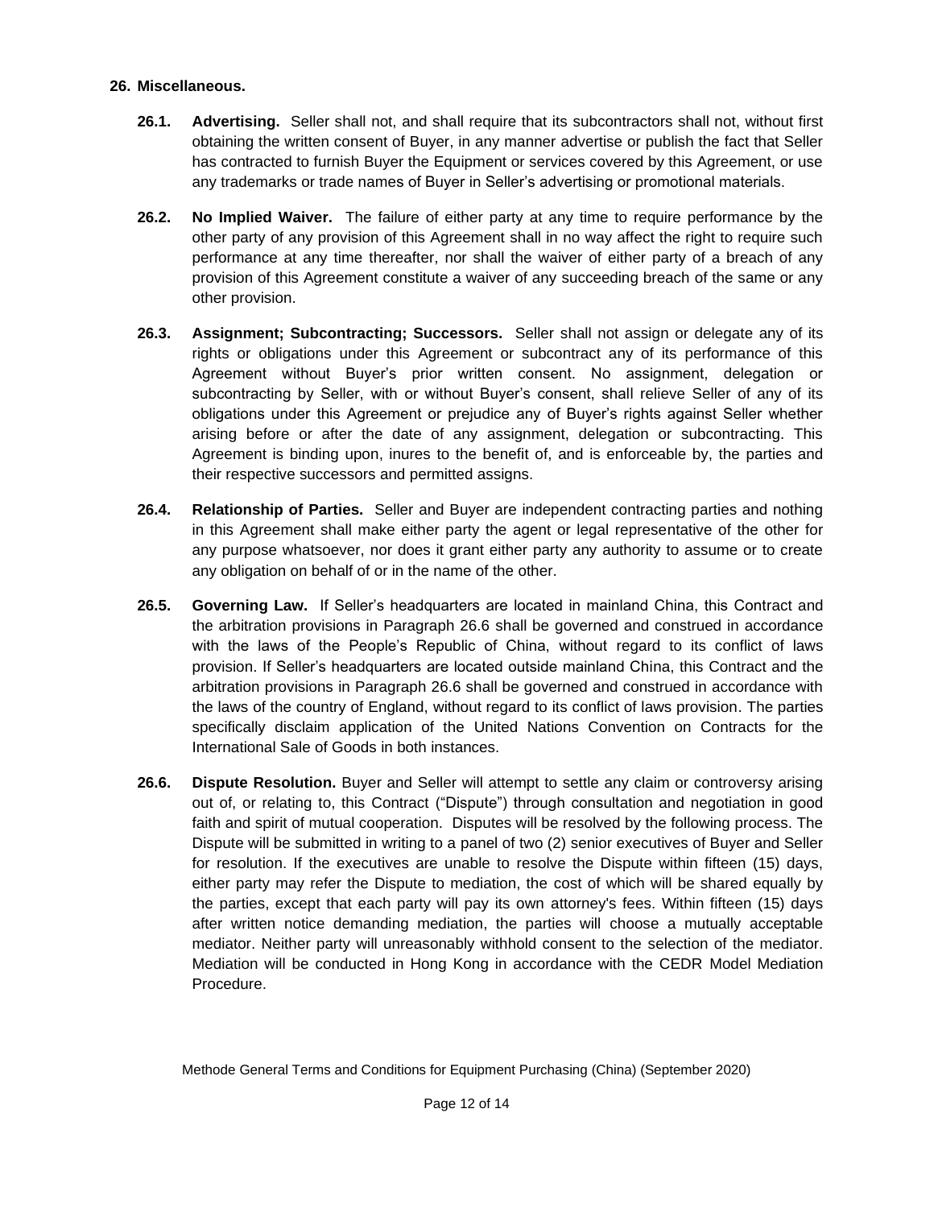## 26. Miscellaneous.

**26.1. Advertising.** Seller shall not, and shall require that its subcontractors shall not, without first obtaining the written consent of Buyer, in any manner advertise or publish the fact that Seller has contracted to furnish Buyer the Equipment or services covered by this Agreement, or use any trademarks or trade names of Buyer in Seller's advertising or promotional materials.

**26.2. No Implied Waiver.** The failure of either party at any time to require performance by the other party of any provision of this Agreement shall in no way affect the right to require such performance at any time thereafter, nor shall the waiver of either party of a breach of any provision of this Agreement constitute a waiver of any succeeding breach of the same or any other provision.

**26.3. Assignment; Subcontracting; Successors.** Seller shall not assign or delegate any of its rights or obligations under this Agreement or subcontract any of its performance of this Agreement without Buyer's prior written consent. No assignment, delegation or subcontracting by Seller, with or without Buyer's consent, shall relieve Seller of any of its obligations under this Agreement or prejudice any of Buyer's rights against Seller whether arising before or after the date of any assignment, delegation or subcontracting. This Agreement is binding upon, inures to the benefit of, and is enforceable by, the parties and their respective successors and permitted assigns.

**26.4. Relationship of Parties.** Seller and Buyer are independent contracting parties and nothing in this Agreement shall make either party the agent or legal representative of the other for any purpose whatsoever, nor does it grant either party any authority to assume or to create any obligation on behalf of or in the name of the other.

**26.5. Governing Law.** If Seller's headquarters are located in mainland China, this Contract and the arbitration provisions in Paragraph 26.6 shall be governed and construed in accordance with the laws of the People's Republic of China, without regard to its conflict of laws provision. If Seller's headquarters are located outside mainland China, this Contract and the arbitration provisions in Paragraph 26.6 shall be governed and construed in accordance with the laws of the country of England, without regard to its conflict of laws provision. The parties specifically disclaim application of the United Nations Convention on Contracts for the International Sale of Goods in both instances.

**26.6. Dispute Resolution.** Buyer and Seller will attempt to settle any claim or controversy arising out of, or relating to, this Contract ("Dispute") through consultation and negotiation in good faith and spirit of mutual cooperation. Disputes will be resolved by the following process. The Dispute will be submitted in writing to a panel of two (2) senior executives of Buyer and Seller for resolution. If the executives are unable to resolve the Dispute within fifteen (15) days, either party may refer the Dispute to mediation, the cost of which will be shared equally by the parties, except that each party will pay its own attorney's fees. Within fifteen (15) days after written notice demanding mediation, the parties will choose a mutually acceptable mediator. Neither party will unreasonably withhold consent to the selection of the mediator. Mediation will be conducted in Hong Kong in accordance with the CEDR Model Mediation Procedure.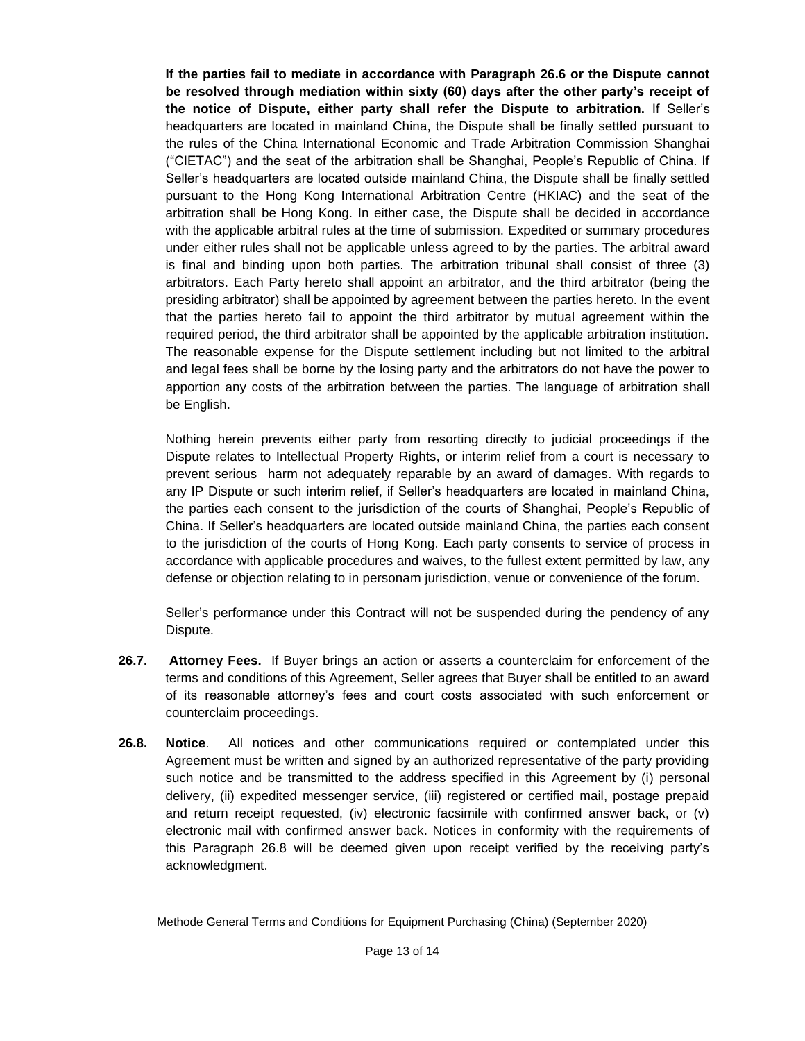**If the parties fail to mediate in accordance with Paragraph 26.6 or the Dispute cannot be resolved through mediation within sixty (60) days after the other party's receipt of the notice of Dispute, either party shall refer the Dispute to arbitration.** If Seller's headquarters are located in mainland China, the Dispute shall be finally settled pursuant to the rules of the China International Economic and Trade Arbitration Commission Shanghai ("CIETAC") and the seat of the arbitration shall be Shanghai, People's Republic of China. If Seller's headquarters are located outside mainland China, the Dispute shall be finally settled pursuant to the Hong Kong International Arbitration Centre (HKIAC) and the seat of the arbitration shall be Hong Kong. In either case, the Dispute shall be decided in accordance with the applicable arbitral rules at the time of submission. Expedited or summary procedures under either rules shall not be applicable unless agreed to by the parties. The arbitral award is final and binding upon both parties. The arbitration tribunal shall consist of three (3) arbitrators. Each Party hereto shall appoint an arbitrator, and the third arbitrator (being the presiding arbitrator) shall be appointed by agreement between the parties hereto. In the event that the parties hereto fail to appoint the third arbitrator by mutual agreement within the required period, the third arbitrator shall be appointed by the applicable arbitration institution. The reasonable expense for the Dispute settlement including but not limited to the arbitral and legal fees shall be borne by the losing party and the arbitrators do not have the power to apportion any costs of the arbitration between the parties. The language of arbitration shall be English.

Nothing herein prevents either party from resorting directly to judicial proceedings if the Dispute relates to Intellectual Property Rights, or interim relief from a court is necessary to prevent serious harm not adequately reparable by an award of damages. With regards to any IP Dispute or such interim relief, if Seller's headquarters are located in mainland China, the parties each consent to the jurisdiction of the courts of Shanghai, People's Republic of China. If Seller's headquarters are located outside mainland China, the parties each consent to the jurisdiction of the courts of Hong Kong. Each party consents to service of process in accordance with applicable procedures and waives, to the fullest extent permitted by law, any defense or objection relating to in personam jurisdiction, venue or convenience of the forum.

Seller's performance under this Contract will not be suspended during the pendency of any Dispute.

**26.7. Attorney Fees.** If Buyer brings an action or asserts a counterclaim for enforcement of the terms and conditions of this Agreement, Seller agrees that Buyer shall be entitled to an award of its reasonable attorney's fees and court costs associated with such enforcement or counterclaim proceedings.

**26.8. Notice**. All notices and other communications required or contemplated under this Agreement must be written and signed by an authorized representative of the party providing such notice and be transmitted to the address specified in this Agreement by (i) personal delivery, (ii) expedited messenger service, (iii) registered or certified mail, postage prepaid and return receipt requested, (iv) electronic facsimile with confirmed answer back, or (v) electronic mail with confirmed answer back. Notices in conformity with the requirements of this Paragraph 26.8 will be deemed given upon receipt verified by the receiving party's acknowledgment.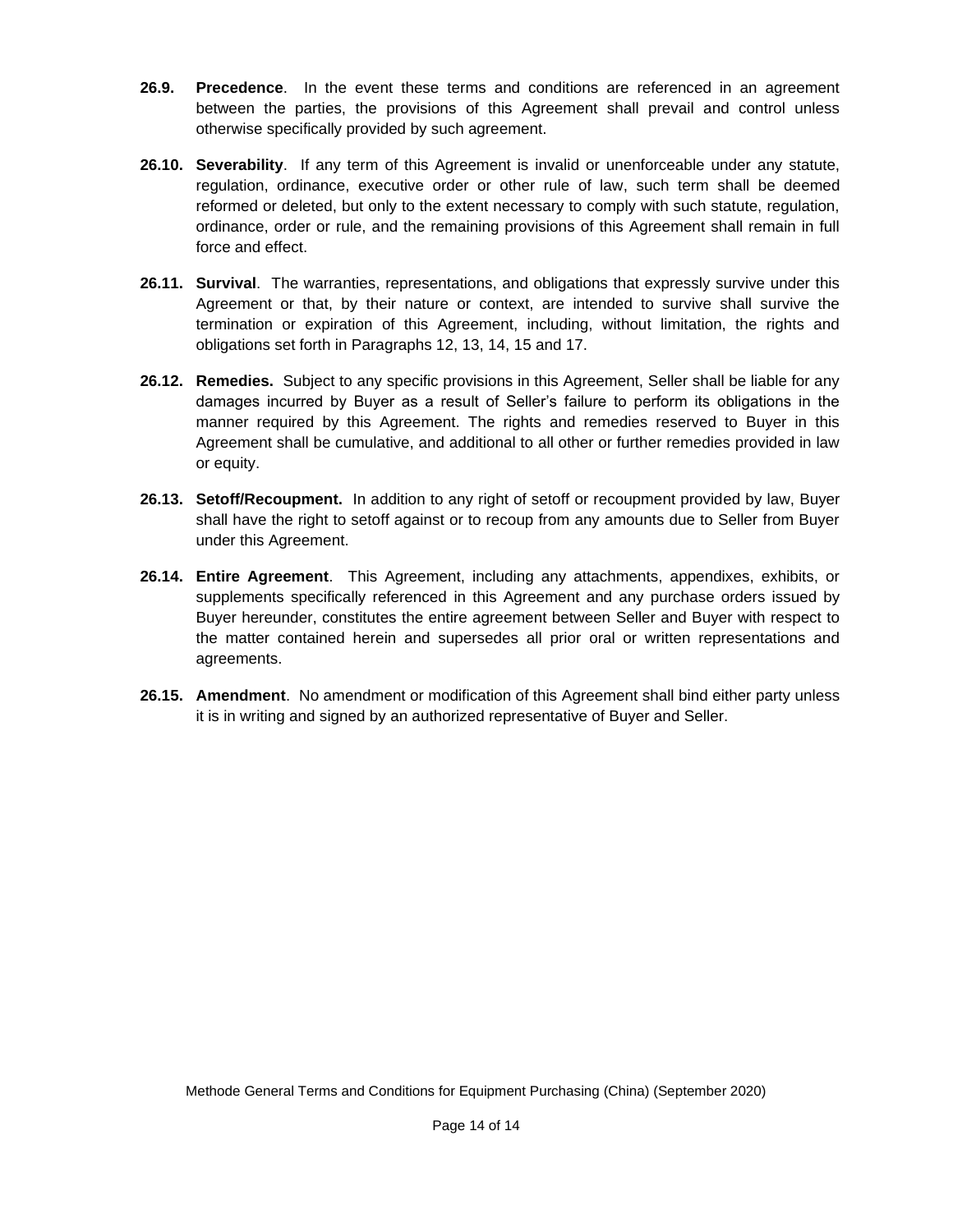**26.9. Precedence**. In the event these terms and conditions are referenced in an agreement between the parties, the provisions of this Agreement shall prevail and control unless otherwise specifically provided by such agreement.

**26.10. Severability**. If any term of this Agreement is invalid or unenforceable under any statute, regulation, ordinance, executive order or other rule of law, such term shall be deemed reformed or deleted, but only to the extent necessary to comply with such statute, regulation, ordinance, order or rule, and the remaining provisions of this Agreement shall remain in full force and effect.

**26.11. Survival**. The warranties, representations, and obligations that expressly survive under this Agreement or that, by their nature or context, are intended to survive shall survive the termination or expiration of this Agreement, including, without limitation, the rights and obligations set forth in Paragraphs 12, 13, 14, 15 and 17.

**26.12. Remedies.** Subject to any specific provisions in this Agreement, Seller shall be liable for any damages incurred by Buyer as a result of Seller's failure to perform its obligations in the manner required by this Agreement. The rights and remedies reserved to Buyer in this Agreement shall be cumulative, and additional to all other or further remedies provided in law or equity.

**26.13. Setoff/Recoupment.** In addition to any right of setoff or recoupment provided by law, Buyer shall have the right to setoff against or to recoup from any amounts due to Seller from Buyer under this Agreement.

**26.14. Entire Agreement**. This Agreement, including any attachments, appendixes, exhibits, or supplements specifically referenced in this Agreement and any purchase orders issued by Buyer hereunder, constitutes the entire agreement between Seller and Buyer with respect to the matter contained herein and supersedes all prior oral or written representations and agreements.

**26.15. Amendment**. No amendment or modification of this Agreement shall bind either party unless it is in writing and signed by an authorized representative of Buyer and Seller.